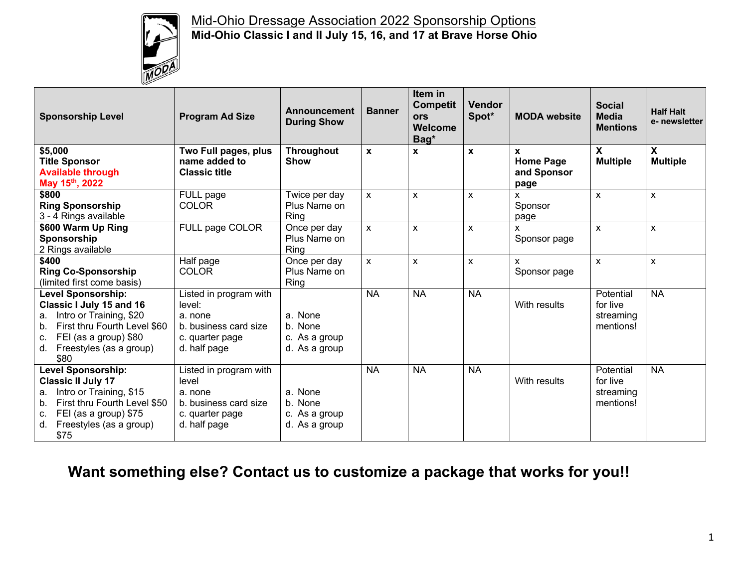# Mid-Ohio Dressage Association 2022 Sponsorship Options

**Mid-Ohio Classic I and II July 15, 16, and 17 at Brave Horse Ohio**

| Sponsorship Level | Program Ad Size | Announcement During Show | Banner | Item in Competitors Welcome Bag* | Vendor Spot* | MODA website | Social Media Mentions | Half Halt e- newsletter |
|---|---|---|---|---|---|---|---|---|
| **$5,000 Title Sponsor Available through May 15th, 2022** | **Two Full pages, plus name added to Classic title** | **Throughout Show** | **x** | **x** | **x** | **x Home Page and Sponsor page** | **X Multiple** | **X Multiple** |
| **$800 Ring Sponsorship** 3 - 4 Rings available | FULL page COLOR | Twice per day Plus Name on Ring | x | x | x | x Sponsor page | x | x |
| **$600 Warm Up Ring Sponsorship** 2 Rings available | FULL page COLOR | Once per day Plus Name on Ring | x | x | x | x Sponsor page | x | x |
| **$400 Ring Co-Sponsorship** (limited first come basis) | Half page COLOR | Once per day Plus Name on Ring | x | x | x | x Sponsor page | x | x |
| **Level Sponsorship: Classic I July 15 and 16** a. Intro or Training, $20 b. First thru Fourth Level $60 c. FEI (as a group) $80 d. Freestyles (as a group) $80 | Listed in program with level: a. none b. business card size c. quarter page d. half page | a. None b. None c. As a group d. As a group | NA | NA | NA | With results | Potential for live streaming mentions! | NA |
| **Level Sponsorship: Classic II July 17** a. Intro or Training, $15 b. First thru Fourth Level $50 c. FEI (as a group) $75 d. Freestyles (as a group) $75 | Listed in program with level a. none b. business card size c. quarter page d. half page | a. None b. None c. As a group d. As a group | NA | NA | NA | With results | Potential for live streaming mentions! | NA |

## Want something else? Contact us to customize a package that works for you!!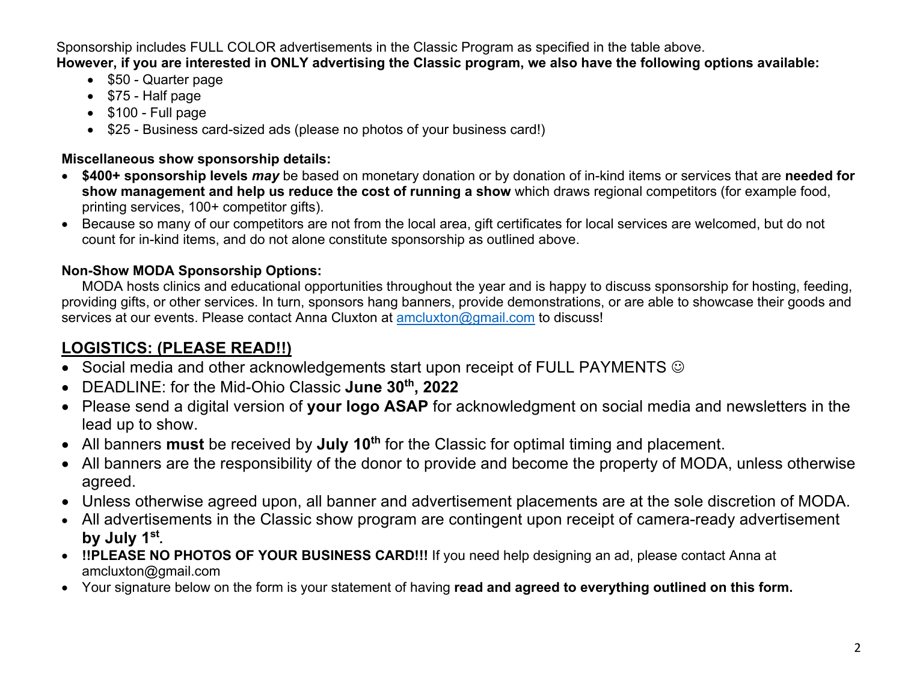Sponsorship includes FULL COLOR advertisements in the Classic Program as specified in the table above.
**However, if you are interested in ONLY advertising the Classic program, we also have the following options available:**

- $50 - Quarter page
- $75 - Half page
- $100 - Full page
- $25 - Business card-sized ads (please no photos of your business card!)

**Miscellaneous show sponsorship details:**

- **$400+ sponsorship levels *may*** be based on monetary donation or by donation of in-kind items or services that are **needed for show management and help us reduce the cost of running a show** which draws regional competitors (for example food, printing services, 100+ competitor gifts).
- Because so many of our competitors are not from the local area, gift certificates for local services are welcomed, but do not count for in-kind items, and do not alone constitute sponsorship as outlined above.

**Non-Show MODA Sponsorship Options:**

MODA hosts clinics and educational opportunities throughout the year and is happy to discuss sponsorship for hosting, feeding, providing gifts, or other services. In turn, sponsors hang banners, provide demonstrations, or are able to showcase their goods and services at our events. Please contact Anna Cluxton at amcluxton@gmail.com to discuss!

## LOGISTICS: (PLEASE READ!!)

- Social media and other acknowledgements start upon receipt of FULL PAYMENTS ☺
- DEADLINE: for the Mid-Ohio Classic **June 30th, 2022**
- Please send a digital version of **your logo ASAP** for acknowledgment on social media and newsletters in the lead up to show.
- All banners **must** be received by **July 10th** for the Classic for optimal timing and placement.
- All banners are the responsibility of the donor to provide and become the property of MODA, unless otherwise agreed.
- Unless otherwise agreed upon, all banner and advertisement placements are at the sole discretion of MODA.
- All advertisements in the Classic show program are contingent upon receipt of camera-ready advertisement **by July 1st**.
- **!!PLEASE NO PHOTOS OF YOUR BUSINESS CARD!!!** If you need help designing an ad, please contact Anna at amcluxton@gmail.com
- Your signature below on the form is your statement of having **read and agreed to everything outlined on this form.**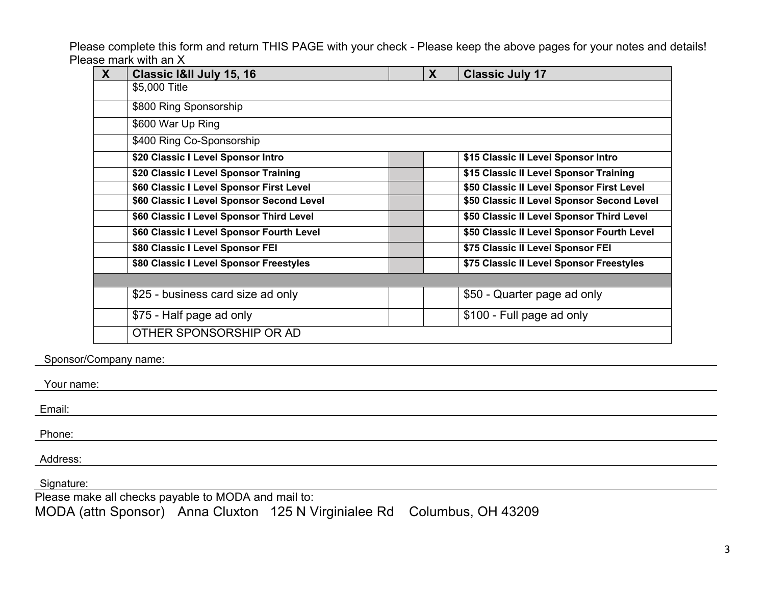Please complete this form and return THIS PAGE with your check - Please keep the above pages for your notes and details!
Please mark with an X

| X | Classic I&II July 15, 16 | | X | Classic July 17 |
|---|---|---|---|---|
| | $5,000 Title | | | |
| | $800 Ring Sponsorship | | | |
| | $600 War Up Ring | | | |
| | $400 Ring Co-Sponsorship | | | |
| | **$20 Classic I Level Sponsor Intro** | | | **$15 Classic II Level Sponsor Intro** |
| | **$20 Classic I Level Sponsor Training** | | | **$15 Classic II Level Sponsor Training** |
| | **$60 Classic I Level Sponsor First Level** | | | **$50 Classic II Level Sponsor First Level** |
| | **$60 Classic I Level Sponsor Second Level** | | | **$50 Classic II Level Sponsor Second Level** |
| | **$60 Classic I Level Sponsor Third Level** | | | **$50 Classic II Level Sponsor Third Level** |
| | **$60 Classic I Level Sponsor Fourth Level** | | | **$50 Classic II Level Sponsor Fourth Level** |
| | **$80 Classic I Level Sponsor FEI** | | | **$75 Classic II Level Sponsor FEI** |
| | **$80 Classic I Level Sponsor Freestyles** | | | **$75 Classic II Level Sponsor Freestyles** |
| | | | | |
| | $25 - business card size ad only | | | $50 - Quarter page ad only |
| | $75 - Half page ad only | | | $100 - Full page ad only |
| | OTHER SPONSORSHIP OR AD | | | |

Sponsor/Company name:

Your name:

Email:

Phone:

Address:

Signature:

Please make all checks payable to MODA and mail to:

MODA (attn Sponsor) Anna Cluxton 125 N Virginialee Rd Columbus, OH 43209